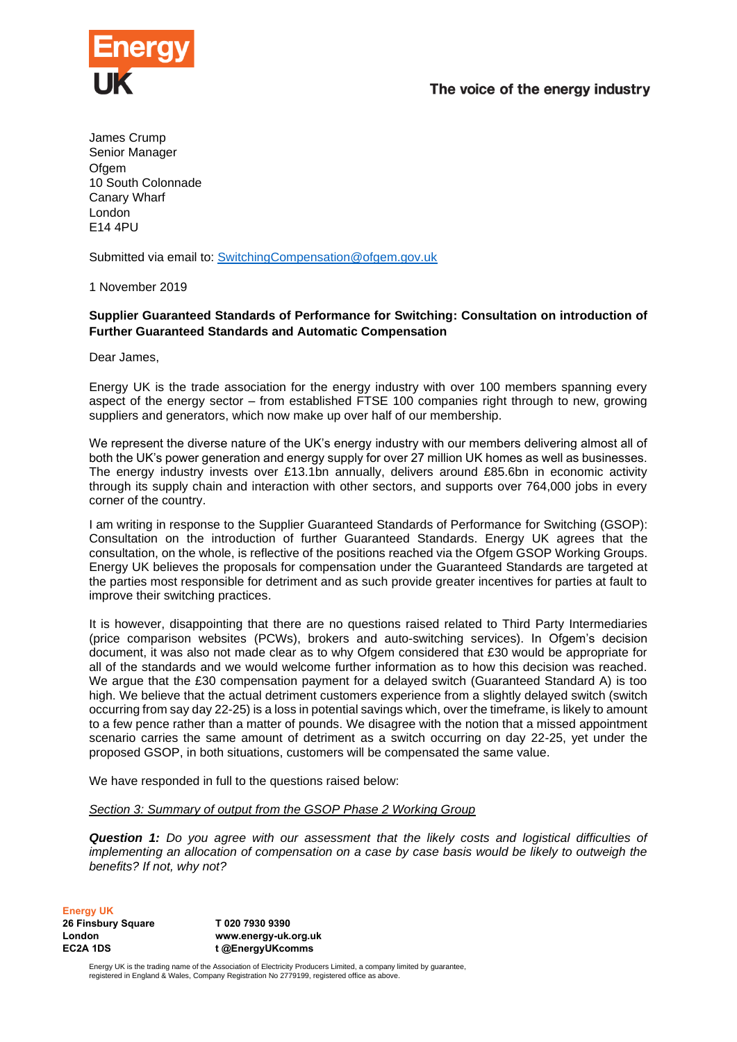Energy UK

The voice of the energy industry

James Crump
Senior Manager
Ofgem
10 South Colonnade
Canary Wharf
London
E14 4PU

Submitted via email to: SwitchingCompensation@ofgem.gov.uk

1 November 2019

**Supplier Guaranteed Standards of Performance for Switching: Consultation on introduction of Further Guaranteed Standards and Automatic Compensation**

Dear James,

Energy UK is the trade association for the energy industry with over 100 members spanning every aspect of the energy sector – from established FTSE 100 companies right through to new, growing suppliers and generators, which now make up over half of our membership.

We represent the diverse nature of the UK's energy industry with our members delivering almost all of both the UK's power generation and energy supply for over 27 million UK homes as well as businesses. The energy industry invests over £13.1bn annually, delivers around £85.6bn in economic activity through its supply chain and interaction with other sectors, and supports over 764,000 jobs in every corner of the country.

I am writing in response to the Supplier Guaranteed Standards of Performance for Switching (GSOP): Consultation on the introduction of further Guaranteed Standards. Energy UK agrees that the consultation, on the whole, is reflective of the positions reached via the Ofgem GSOP Working Groups. Energy UK believes the proposals for compensation under the Guaranteed Standards are targeted at the parties most responsible for detriment and as such provide greater incentives for parties at fault to improve their switching practices.

It is however, disappointing that there are no questions raised related to Third Party Intermediaries (price comparison websites (PCWs), brokers and auto-switching services). In Ofgem's decision document, it was also not made clear as to why Ofgem considered that £30 would be appropriate for all of the standards and we would welcome further information as to how this decision was reached. We argue that the £30 compensation payment for a delayed switch (Guaranteed Standard A) is too high. We believe that the actual detriment customers experience from a slightly delayed switch (switch occurring from say day 22-25) is a loss in potential savings which, over the timeframe, is likely to amount to a few pence rather than a matter of pounds. We disagree with the notion that a missed appointment scenario carries the same amount of detriment as a switch occurring on day 22-25, yet under the proposed GSOP, in both situations, customers will be compensated the same value.

We have responded in full to the questions raised below:

_Section 3: Summary of output from the GSOP Phase 2 Working Group_

***Question 1:*** *Do you agree with our assessment that the likely costs and logistical difficulties of implementing an allocation of compensation on a case by case basis would be likely to outweigh the benefits? If not, why not?*

**Energy UK**
**26 Finsbury Square**
**London**
**EC2A 1DS**

**T 020 7930 9390**
**www.energy-uk.org.uk**
**t @EnergyUKcomms**

Energy UK is the trading name of the Association of Electricity Producers Limited, a company limited by guarantee, registered in England & Wales, Company Registration No 2779199, registered office as above.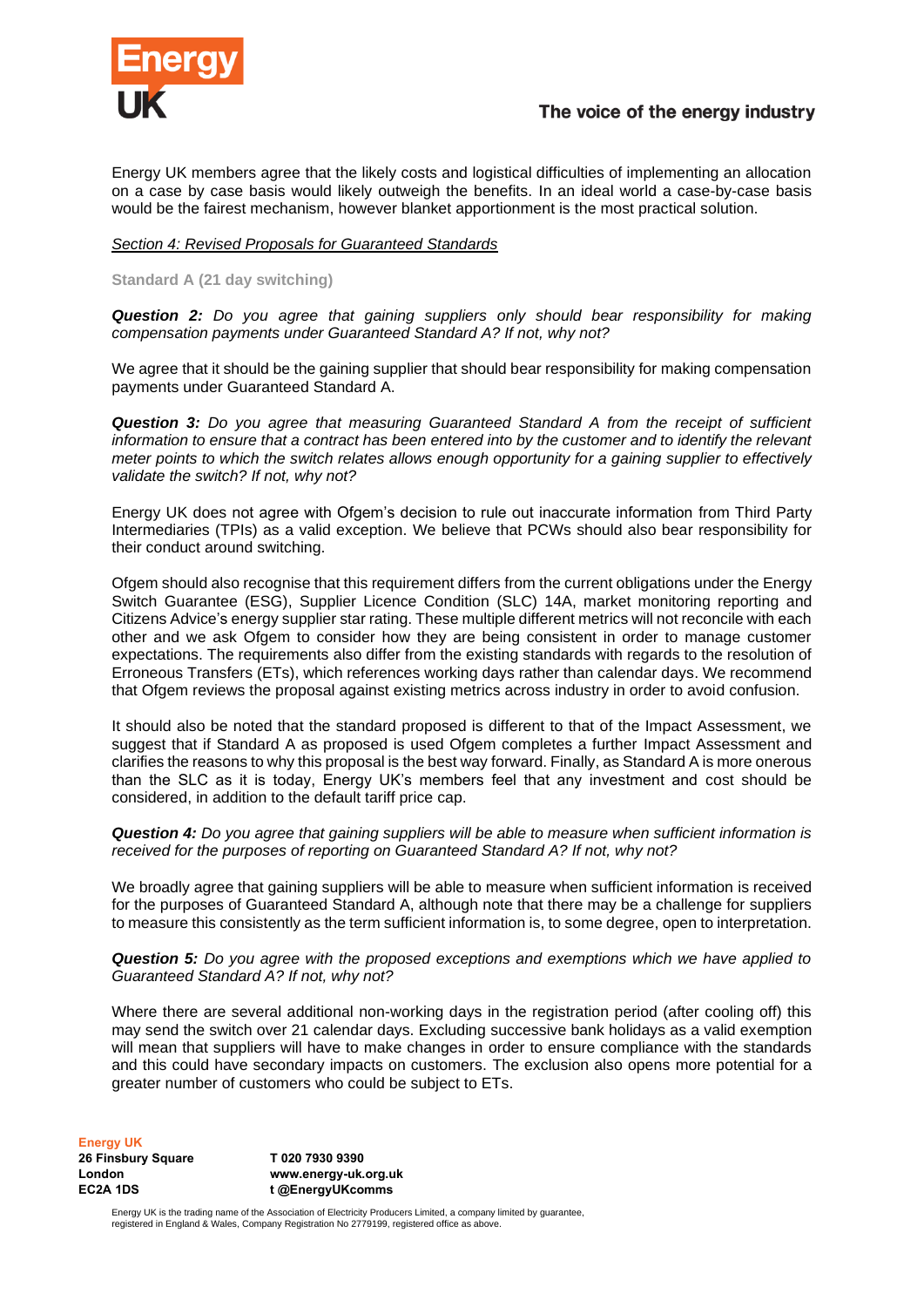Energy UK members agree that the likely costs and logistical difficulties of implementing an allocation on a case by case basis would likely outweigh the benefits. In an ideal world a case-by-case basis would be the fairest mechanism, however blanket apportionment is the most practical solution.

_Section 4: Revised Proposals for Guaranteed Standards_

**Standard A (21 day switching)**

***Question 2:*** *Do you agree that gaining suppliers only should bear responsibility for making compensation payments under Guaranteed Standard A? If not, why not?*

We agree that it should be the gaining supplier that should bear responsibility for making compensation payments under Guaranteed Standard A.

***Question 3:*** *Do you agree that measuring Guaranteed Standard A from the receipt of sufficient information to ensure that a contract has been entered into by the customer and to identify the relevant meter points to which the switch relates allows enough opportunity for a gaining supplier to effectively validate the switch? If not, why not?*

Energy UK does not agree with Ofgem's decision to rule out inaccurate information from Third Party Intermediaries (TPIs) as a valid exception. We believe that PCWs should also bear responsibility for their conduct around switching.

Ofgem should also recognise that this requirement differs from the current obligations under the Energy Switch Guarantee (ESG), Supplier Licence Condition (SLC) 14A, market monitoring reporting and Citizens Advice's energy supplier star rating. These multiple different metrics will not reconcile with each other and we ask Ofgem to consider how they are being consistent in order to manage customer expectations. The requirements also differ from the existing standards with regards to the resolution of Erroneous Transfers (ETs), which references working days rather than calendar days. We recommend that Ofgem reviews the proposal against existing metrics across industry in order to avoid confusion.

It should also be noted that the standard proposed is different to that of the Impact Assessment, we suggest that if Standard A as proposed is used Ofgem completes a further Impact Assessment and clarifies the reasons to why this proposal is the best way forward. Finally, as Standard A is more onerous than the SLC as it is today, Energy UK's members feel that any investment and cost should be considered, in addition to the default tariff price cap.

***Question 4:*** *Do you agree that gaining suppliers will be able to measure when sufficient information is received for the purposes of reporting on Guaranteed Standard A? If not, why not?*

We broadly agree that gaining suppliers will be able to measure when sufficient information is received for the purposes of Guaranteed Standard A, although note that there may be a challenge for suppliers to measure this consistently as the term sufficient information is, to some degree, open to interpretation.

***Question 5:*** *Do you agree with the proposed exceptions and exemptions which we have applied to Guaranteed Standard A? If not, why not?*

Where there are several additional non-working days in the registration period (after cooling off) this may send the switch over 21 calendar days. Excluding successive bank holidays as a valid exemption will mean that suppliers will have to make changes in order to ensure compliance with the standards and this could have secondary impacts on customers. The exclusion also opens more potential for a greater number of customers who could be subject to ETs.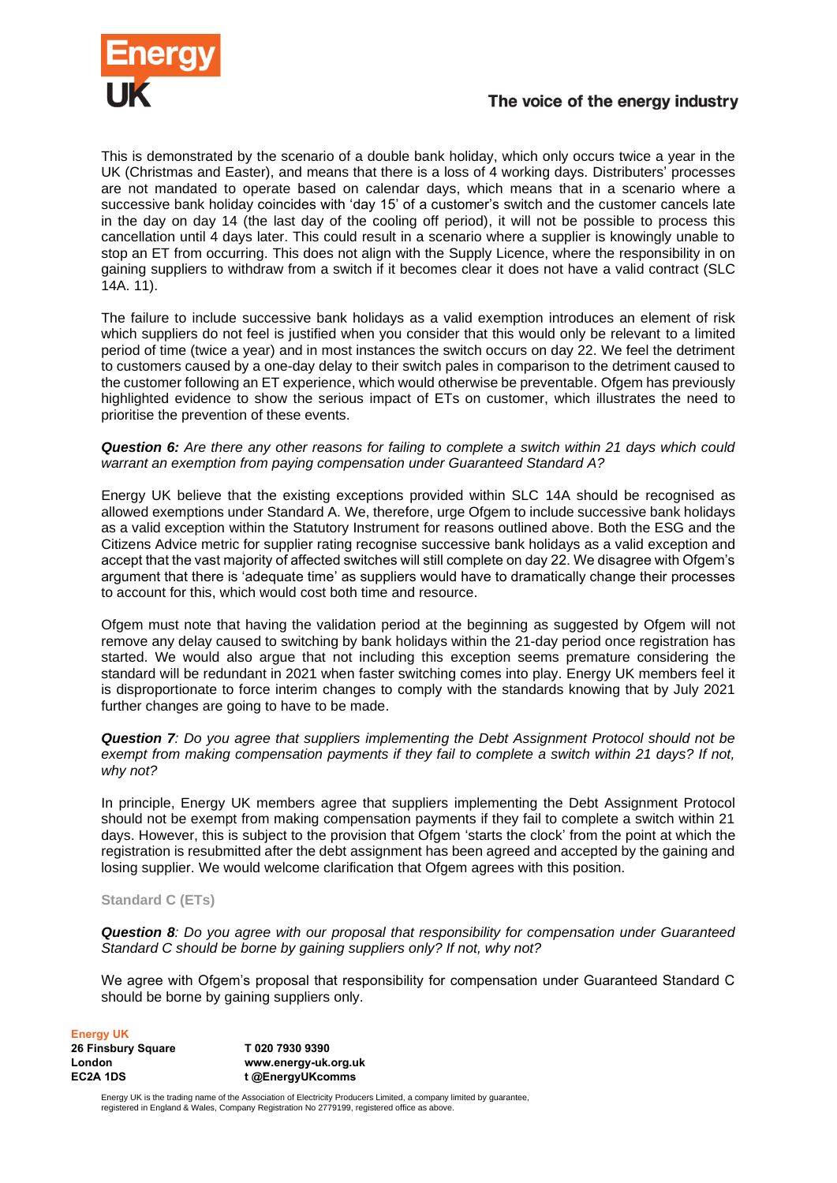This is demonstrated by the scenario of a double bank holiday, which only occurs twice a year in the UK (Christmas and Easter), and means that there is a loss of 4 working days. Distributers' processes are not mandated to operate based on calendar days, which means that in a scenario where a successive bank holiday coincides with 'day 15' of a customer's switch and the customer cancels late in the day on day 14 (the last day of the cooling off period), it will not be possible to process this cancellation until 4 days later. This could result in a scenario where a supplier is knowingly unable to stop an ET from occurring. This does not align with the Supply Licence, where the responsibility in on gaining suppliers to withdraw from a switch if it becomes clear it does not have a valid contract (SLC 14A. 11).

The failure to include successive bank holidays as a valid exemption introduces an element of risk which suppliers do not feel is justified when you consider that this would only be relevant to a limited period of time (twice a year) and in most instances the switch occurs on day 22. We feel the detriment to customers caused by a one-day delay to their switch pales in comparison to the detriment caused to the customer following an ET experience, which would otherwise be preventable. Ofgem has previously highlighted evidence to show the serious impact of ETs on customer, which illustrates the need to prioritise the prevention of these events.

***Question 6:*** *Are there any other reasons for failing to complete a switch within 21 days which could warrant an exemption from paying compensation under Guaranteed Standard A?*

Energy UK believe that the existing exceptions provided within SLC 14A should be recognised as allowed exemptions under Standard A. We, therefore, urge Ofgem to include successive bank holidays as a valid exception within the Statutory Instrument for reasons outlined above. Both the ESG and the Citizens Advice metric for supplier rating recognise successive bank holidays as a valid exception and accept that the vast majority of affected switches will still complete on day 22. We disagree with Ofgem's argument that there is 'adequate time' as suppliers would have to dramatically change their processes to account for this, which would cost both time and resource.

Ofgem must note that having the validation period at the beginning as suggested by Ofgem will not remove any delay caused to switching by bank holidays within the 21-day period once registration has started. We would also argue that not including this exception seems premature considering the standard will be redundant in 2021 when faster switching comes into play. Energy UK members feel it is disproportionate to force interim changes to comply with the standards knowing that by July 2021 further changes are going to have to be made.

***Question 7****: Do you agree that suppliers implementing the Debt Assignment Protocol should not be exempt from making compensation payments if they fail to complete a switch within 21 days? If not, why not?*

In principle, Energy UK members agree that suppliers implementing the Debt Assignment Protocol should not be exempt from making compensation payments if they fail to complete a switch within 21 days. However, this is subject to the provision that Ofgem 'starts the clock' from the point at which the registration is resubmitted after the debt assignment has been agreed and accepted by the gaining and losing supplier. We would welcome clarification that Ofgem agrees with this position.

**Standard C (ETs)**

***Question 8****: Do you agree with our proposal that responsibility for compensation under Guaranteed Standard C should be borne by gaining suppliers only? If not, why not?*

We agree with Ofgem's proposal that responsibility for compensation under Guaranteed Standard C should be borne by gaining suppliers only.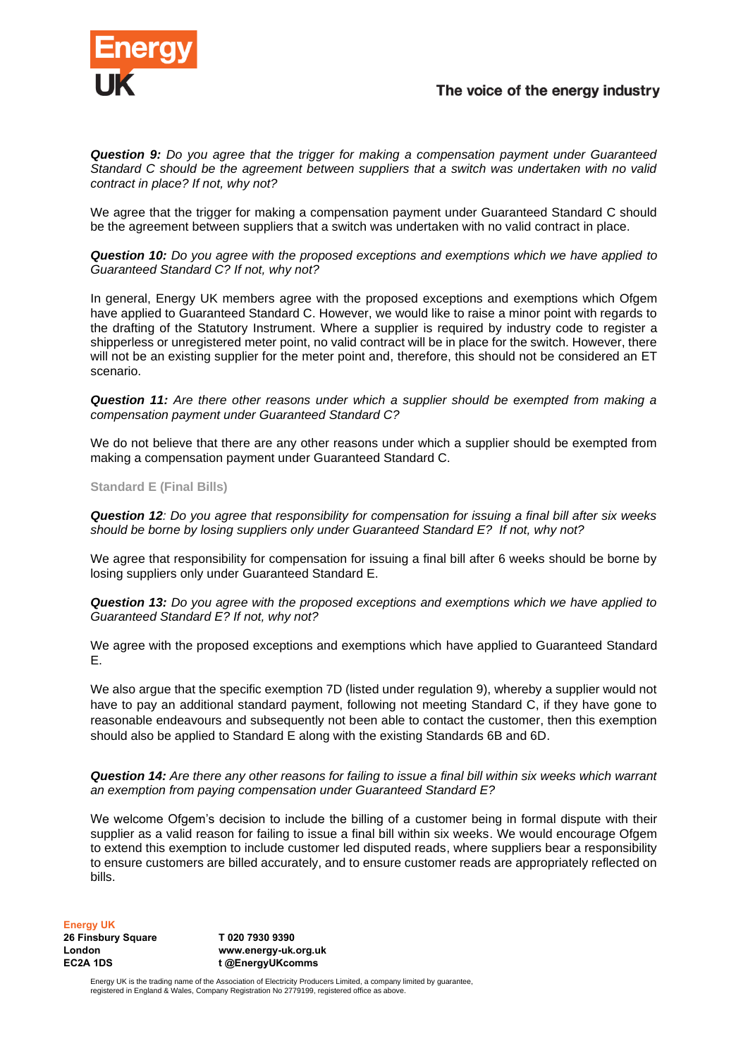***Question 9:** Do you agree that the trigger for making a compensation payment under Guaranteed Standard C should be the agreement between suppliers that a switch was undertaken with no valid contract in place? If not, why not?*

We agree that the trigger for making a compensation payment under Guaranteed Standard C should be the agreement between suppliers that a switch was undertaken with no valid contract in place.

***Question 10:** Do you agree with the proposed exceptions and exemptions which we have applied to Guaranteed Standard C? If not, why not?*

In general, Energy UK members agree with the proposed exceptions and exemptions which Ofgem have applied to Guaranteed Standard C. However, we would like to raise a minor point with regards to the drafting of the Statutory Instrument. Where a supplier is required by industry code to register a shipperless or unregistered meter point, no valid contract will be in place for the switch. However, there will not be an existing supplier for the meter point and, therefore, this should not be considered an ET scenario.

***Question 11:** Are there other reasons under which a supplier should be exempted from making a compensation payment under Guaranteed Standard C?*

We do not believe that there are any other reasons under which a supplier should be exempted from making a compensation payment under Guaranteed Standard C.

**Standard E (Final Bills)**

***Question 12**: Do you agree that responsibility for compensation for issuing a final bill after six weeks should be borne by losing suppliers only under Guaranteed Standard E? If not, why not?*

We agree that responsibility for compensation for issuing a final bill after 6 weeks should be borne by losing suppliers only under Guaranteed Standard E.

***Question 13:** Do you agree with the proposed exceptions and exemptions which we have applied to Guaranteed Standard E? If not, why not?*

We agree with the proposed exceptions and exemptions which have applied to Guaranteed Standard E.

We also argue that the specific exemption 7D (listed under regulation 9), whereby a supplier would not have to pay an additional standard payment, following not meeting Standard C, if they have gone to reasonable endeavours and subsequently not been able to contact the customer, then this exemption should also be applied to Standard E along with the existing Standards 6B and 6D.

***Question 14:** Are there any other reasons for failing to issue a final bill within six weeks which warrant an exemption from paying compensation under Guaranteed Standard E?*

We welcome Ofgem's decision to include the billing of a customer being in formal dispute with their supplier as a valid reason for failing to issue a final bill within six weeks. We would encourage Ofgem to extend this exemption to include customer led disputed reads, where suppliers bear a responsibility to ensure customers are billed accurately, and to ensure customer reads are appropriately reflected on bills.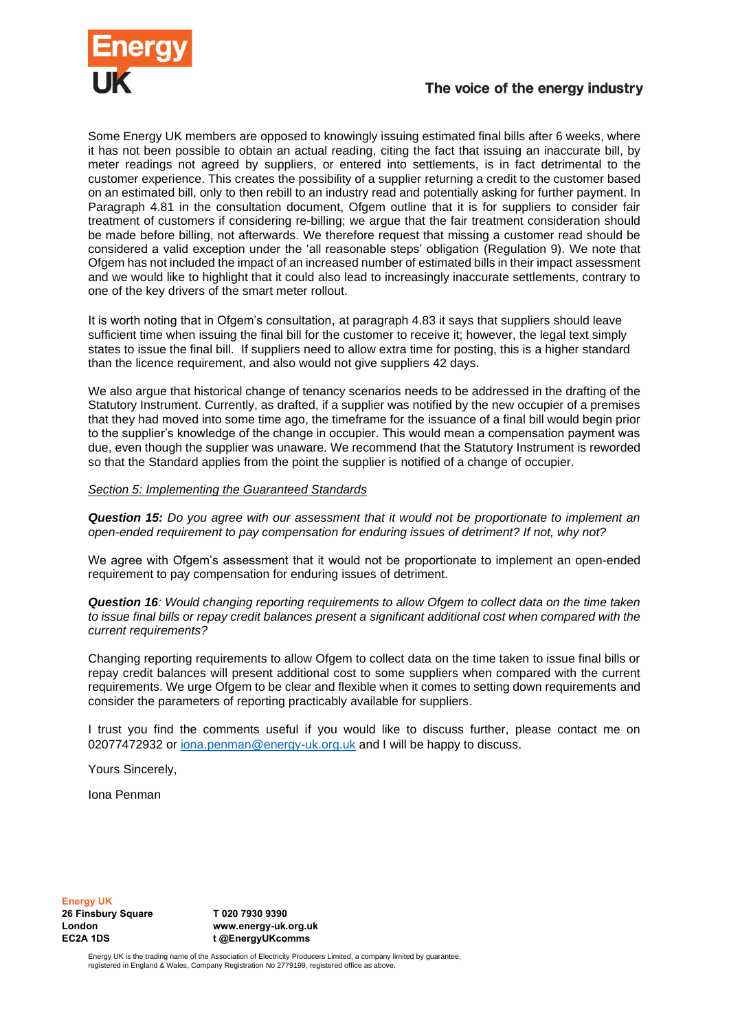Some Energy UK members are opposed to knowingly issuing estimated final bills after 6 weeks, where it has not been possible to obtain an actual reading, citing the fact that issuing an inaccurate bill, by meter readings not agreed by suppliers, or entered into settlements, is in fact detrimental to the customer experience. This creates the possibility of a supplier returning a credit to the customer based on an estimated bill, only to then rebill to an industry read and potentially asking for further payment. In Paragraph 4.81 in the consultation document, Ofgem outline that it is for suppliers to consider fair treatment of customers if considering re-billing; we argue that the fair treatment consideration should be made before billing, not afterwards. We therefore request that missing a customer read should be considered a valid exception under the 'all reasonable steps' obligation (Regulation 9). We note that Ofgem has not included the impact of an increased number of estimated bills in their impact assessment and we would like to highlight that it could also lead to increasingly inaccurate settlements, contrary to one of the key drivers of the smart meter rollout.

It is worth noting that in Ofgem's consultation, at paragraph 4.83 it says that suppliers should leave sufficient time when issuing the final bill for the customer to receive it; however, the legal text simply states to issue the final bill. If suppliers need to allow extra time for posting, this is a higher standard than the licence requirement, and also would not give suppliers 42 days.

We also argue that historical change of tenancy scenarios needs to be addressed in the drafting of the Statutory Instrument. Currently, as drafted, if a supplier was notified by the new occupier of a premises that they had moved into some time ago, the timeframe for the issuance of a final bill would begin prior to the supplier's knowledge of the change in occupier. This would mean a compensation payment was due, even though the supplier was unaware. We recommend that the Statutory Instrument is reworded so that the Standard applies from the point the supplier is notified of a change of occupier.

*Section 5: Implementing the Guaranteed Standards*

***Question 15:*** *Do you agree with our assessment that it would not be proportionate to implement an open-ended requirement to pay compensation for enduring issues of detriment? If not, why not?*

We agree with Ofgem's assessment that it would not be proportionate to implement an open-ended requirement to pay compensation for enduring issues of detriment.

***Question 16****: Would changing reporting requirements to allow Ofgem to collect data on the time taken to issue final bills or repay credit balances present a significant additional cost when compared with the current requirements?*

Changing reporting requirements to allow Ofgem to collect data on the time taken to issue final bills or repay credit balances will present additional cost to some suppliers when compared with the current requirements. We urge Ofgem to be clear and flexible when it comes to setting down requirements and consider the parameters of reporting practicably available for suppliers.

I trust you find the comments useful if you would like to discuss further, please contact me on 02077472932 or [iona.penman@energy-uk.org.uk](mailto:iona.penman@energy-uk.org.uk) and I will be happy to discuss.

Yours Sincerely,

Iona Penman